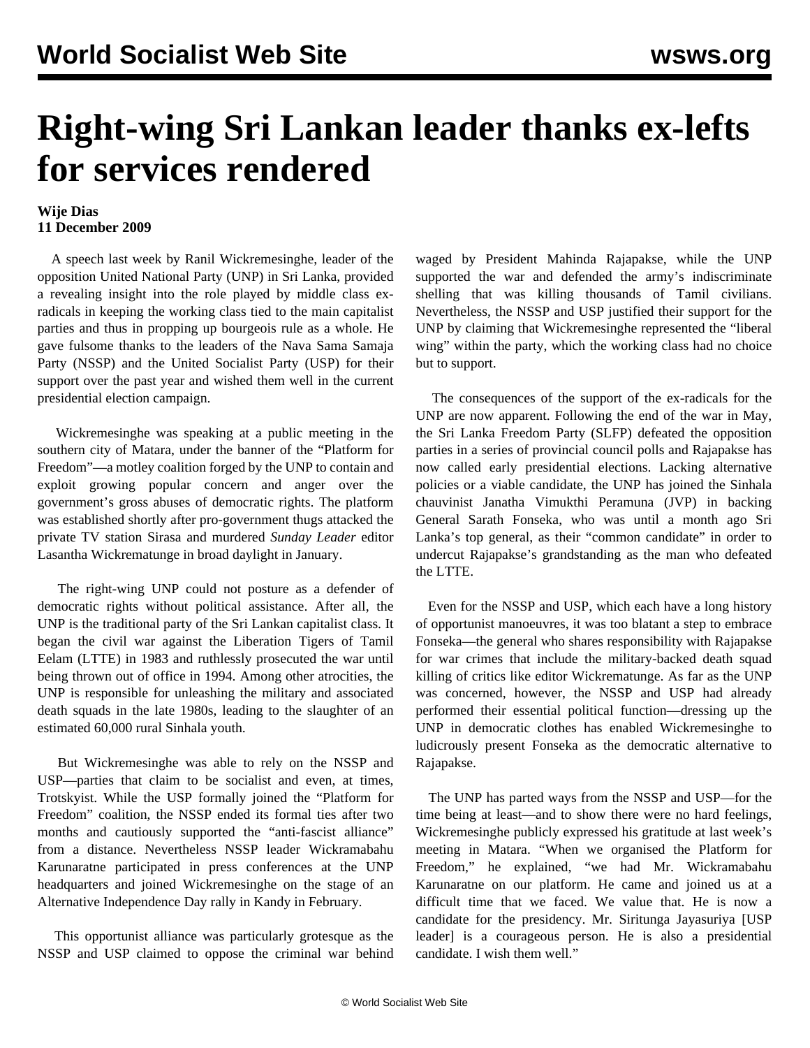# Right-wing Sri Lankan leader thanks ex-lefts for services rendered

**Wije Dias**
**11 December 2009**

A speech last week by Ranil Wickremesinghe, leader of the opposition United National Party (UNP) in Sri Lanka, provided a revealing insight into the role played by middle class ex-radicals in keeping the working class tied to the main capitalist parties and thus in propping up bourgeois rule as a whole. He gave fulsome thanks to the leaders of the Nava Sama Samaja Party (NSSP) and the United Socialist Party (USP) for their support over the past year and wished them well in the current presidential election campaign.

Wickremesinghe was speaking at a public meeting in the southern city of Matara, under the banner of the "Platform for Freedom"—a motley coalition forged by the UNP to contain and exploit growing popular concern and anger over the government's gross abuses of democratic rights. The platform was established shortly after pro-government thugs attacked the private TV station Sirasa and murdered *Sunday Leader* editor Lasantha Wickrematunge in broad daylight in January.

The right-wing UNP could not posture as a defender of democratic rights without political assistance. After all, the UNP is the traditional party of the Sri Lankan capitalist class. It began the civil war against the Liberation Tigers of Tamil Eelam (LTTE) in 1983 and ruthlessly prosecuted the war until being thrown out of office in 1994. Among other atrocities, the UNP is responsible for unleashing the military and associated death squads in the late 1980s, leading to the slaughter of an estimated 60,000 rural Sinhala youth.

But Wickremesinghe was able to rely on the NSSP and USP—parties that claim to be socialist and even, at times, Trotskyist. While the USP formally joined the "Platform for Freedom" coalition, the NSSP ended its formal ties after two months and cautiously supported the "anti-fascist alliance" from a distance. Nevertheless NSSP leader Wickramabahu Karunaratne participated in press conferences at the UNP headquarters and joined Wickremesinghe on the stage of an Alternative Independence Day rally in Kandy in February.

This opportunist alliance was particularly grotesque as the NSSP and USP claimed to oppose the criminal war behind waged by President Mahinda Rajapakse, while the UNP supported the war and defended the army's indiscriminate shelling that was killing thousands of Tamil civilians. Nevertheless, the NSSP and USP justified their support for the UNP by claiming that Wickremesinghe represented the "liberal wing" within the party, which the working class had no choice but to support.

The consequences of the support of the ex-radicals for the UNP are now apparent. Following the end of the war in May, the Sri Lanka Freedom Party (SLFP) defeated the opposition parties in a series of provincial council polls and Rajapakse has now called early presidential elections. Lacking alternative policies or a viable candidate, the UNP has joined the Sinhala chauvinist Janatha Vimukthi Peramuna (JVP) in backing General Sarath Fonseka, who was until a month ago Sri Lanka's top general, as their "common candidate" in order to undercut Rajapakse's grandstanding as the man who defeated the LTTE.

Even for the NSSP and USP, which each have a long history of opportunist manoeuvres, it was too blatant a step to embrace Fonseka—the general who shares responsibility with Rajapakse for war crimes that include the military-backed death squad killing of critics like editor Wickrematunge. As far as the UNP was concerned, however, the NSSP and USP had already performed their essential political function—dressing up the UNP in democratic clothes has enabled Wickremesinghe to ludicrously present Fonseka as the democratic alternative to Rajapakse.

The UNP has parted ways from the NSSP and USP—for the time being at least—and to show there were no hard feelings, Wickremesinghe publicly expressed his gratitude at last week's meeting in Matara. "When we organised the Platform for Freedom," he explained, "we had Mr. Wickramabahu Karunaratne on our platform. He came and joined us at a difficult time that we faced. We value that. He is now a candidate for the presidency. Mr. Siritunga Jayasuriya [USP leader] is a courageous person. He is also a presidential candidate. I wish them well."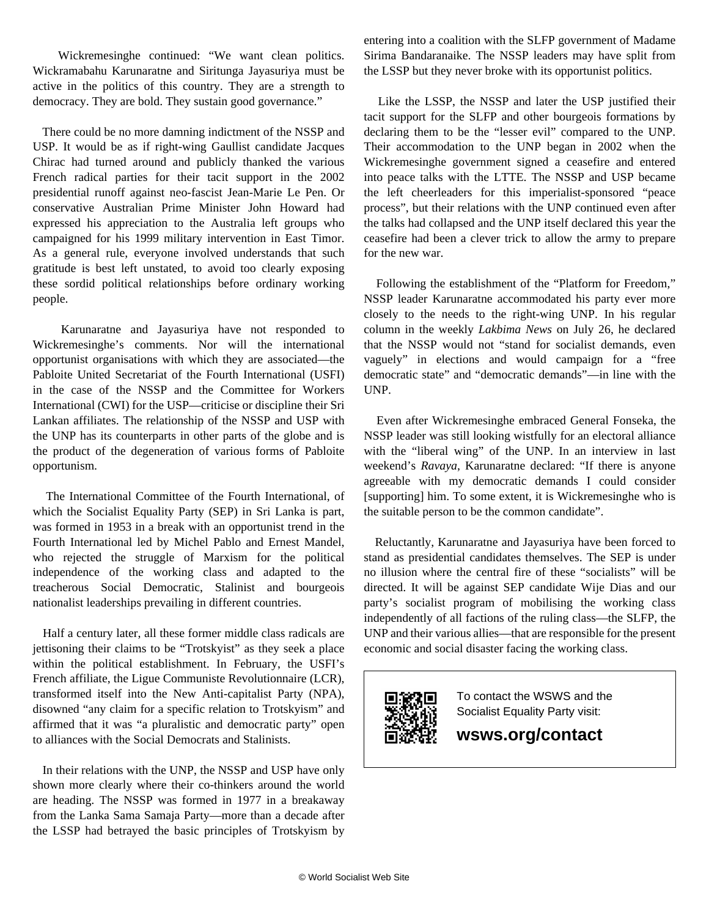Wickremesinghe continued: "We want clean politics. Wickramabahu Karunaratne and Siritunga Jayasuriya must be active in the politics of this country. They are a strength to democracy. They are bold. They sustain good governance."

There could be no more damning indictment of the NSSP and USP. It would be as if right-wing Gaullist candidate Jacques Chirac had turned around and publicly thanked the various French radical parties for their tacit support in the 2002 presidential runoff against neo-fascist Jean-Marie Le Pen. Or conservative Australian Prime Minister John Howard had expressed his appreciation to the Australia left groups who campaigned for his 1999 military intervention in East Timor. As a general rule, everyone involved understands that such gratitude is best left unstated, to avoid too clearly exposing these sordid political relationships before ordinary working people.

Karunaratne and Jayasuriya have not responded to Wickremesinghe's comments. Nor will the international opportunist organisations with which they are associated—the Pabloite United Secretariat of the Fourth International (USFI) in the case of the NSSP and the Committee for Workers International (CWI) for the USP—criticise or discipline their Sri Lankan affiliates. The relationship of the NSSP and USP with the UNP has its counterparts in other parts of the globe and is the product of the degeneration of various forms of Pabloite opportunism.

The International Committee of the Fourth International, of which the Socialist Equality Party (SEP) in Sri Lanka is part, was formed in 1953 in a break with an opportunist trend in the Fourth International led by Michel Pablo and Ernest Mandel, who rejected the struggle of Marxism for the political independence of the working class and adapted to the treacherous Social Democratic, Stalinist and bourgeois nationalist leaderships prevailing in different countries.

Half a century later, all these former middle class radicals are jettisoning their claims to be "Trotskyist" as they seek a place within the political establishment. In February, the USFI's French affiliate, the Ligue Communiste Revolutionnaire (LCR), transformed itself into the New Anti-capitalist Party (NPA), disowned "any claim for a specific relation to Trotskyism" and affirmed that it was "a pluralistic and democratic party" open to alliances with the Social Democrats and Stalinists.

In their relations with the UNP, the NSSP and USP have only shown more clearly where their co-thinkers around the world are heading. The NSSP was formed in 1977 in a breakaway from the Lanka Sama Samaja Party—more than a decade after the LSSP had betrayed the basic principles of Trotskyism by entering into a coalition with the SLFP government of Madame Sirima Bandaranaike. The NSSP leaders may have split from the LSSP but they never broke with its opportunist politics.

Like the LSSP, the NSSP and later the USP justified their tacit support for the SLFP and other bourgeois formations by declaring them to be the "lesser evil" compared to the UNP. Their accommodation to the UNP began in 2002 when the Wickremesinghe government signed a ceasefire and entered into peace talks with the LTTE. The NSSP and USP became the left cheerleaders for this imperialist-sponsored "peace process", but their relations with the UNP continued even after the talks had collapsed and the UNP itself declared this year the ceasefire had been a clever trick to allow the army to prepare for the new war.

Following the establishment of the "Platform for Freedom," NSSP leader Karunaratne accommodated his party ever more closely to the needs to the right-wing UNP. In his regular column in the weekly *Lakbima News* on July 26, he declared that the NSSP would not "stand for socialist demands, even vaguely" in elections and would campaign for a "free democratic state" and "democratic demands"—in line with the UNP.

Even after Wickremesinghe embraced General Fonseka, the NSSP leader was still looking wistfully for an electoral alliance with the "liberal wing" of the UNP. In an interview in last weekend's *Ravaya*, Karunaratne declared: "If there is anyone agreeable with my democratic demands I could consider [supporting] him. To some extent, it is Wickremesinghe who is the suitable person to be the common candidate".

Reluctantly, Karunaratne and Jayasuriya have been forced to stand as presidential candidates themselves. The SEP is under no illusion where the central fire of these "socialists" will be directed. It will be against SEP candidate Wije Dias and our party's socialist program of mobilising the working class independently of all factions of the ruling class—the SLFP, the UNP and their various allies—that are responsible for the present economic and social disaster facing the working class.

To contact the WSWS and the Socialist Equality Party visit:

**wsws.org/contact**